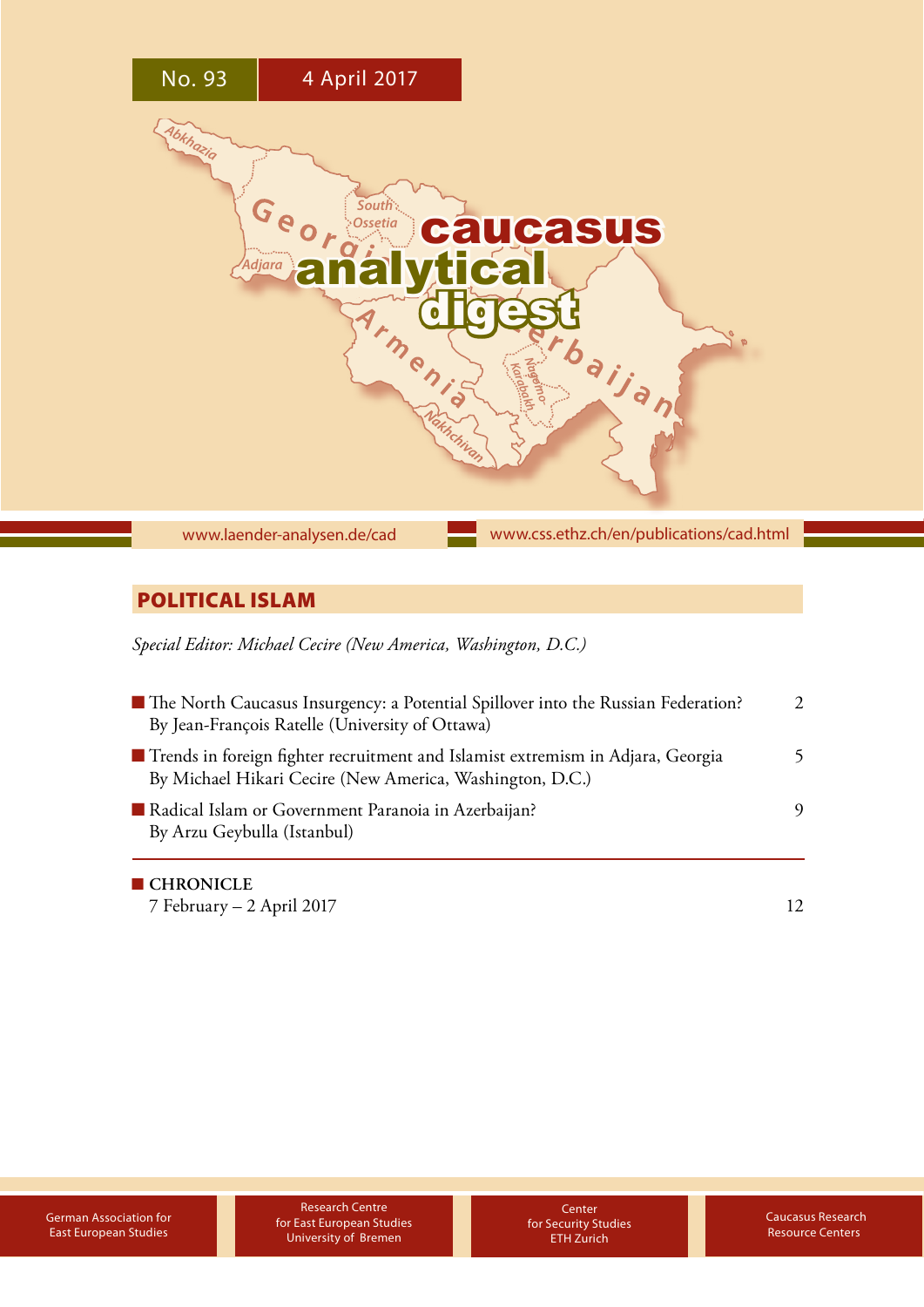No. 93 4 April 2017

# caucasus analytical digest

www.laender-analysen.de/cad www.css.ethz.ch/en/publications/cad.html

## POLITICAL ISLAM

*Special Editor: Michael Cecire (New America, Washington, D.C.)*

- The North Caucasus Insurgency: a Potential Spillover into the Russian Federation? 2
  By Jean-François Ratelle (University of Ottawa)
- Trends in foreign fighter recruitment and Islamist extremism in Adjara, Georgia 5
  By Michael Hikari Cecire (New America, Washington, D.C.)
- Radical Islam or Government Paranoia in Azerbaijan? 9
  By Arzu Geybulla (Istanbul)

- **CHRONICLE**
  7 February – 2 April 2017 12

German Association for East European Studies | Research Centre for East European Studies University of Bremen | Center for Security Studies ETH Zurich | Caucasus Research Resource Centers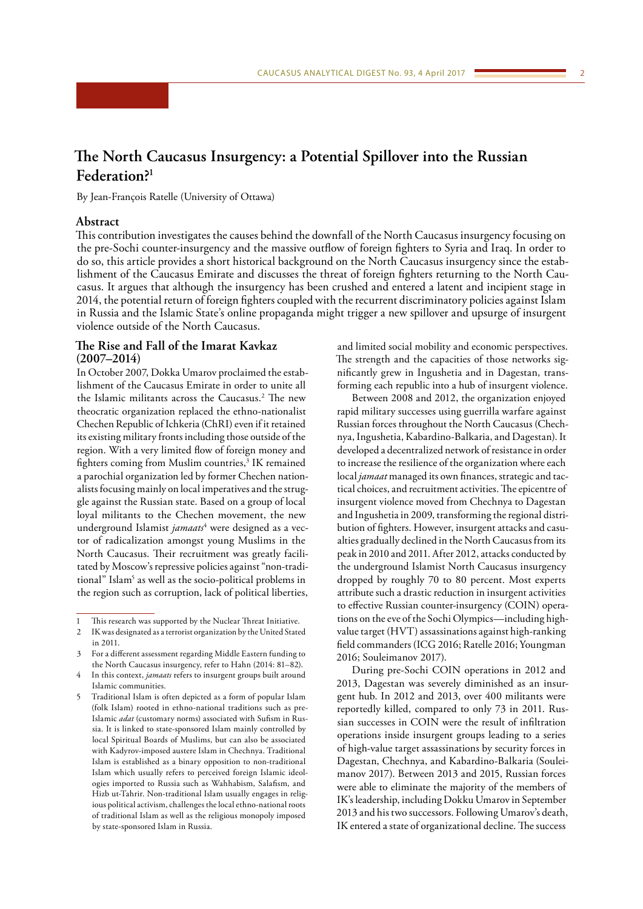# The North Caucasus Insurgency: a Potential Spillover into the Russian Federation?[1]

By Jean-François Ratelle (University of Ottawa)

## Abstract

This contribution investigates the causes behind the downfall of the North Caucasus insurgency focusing on the pre-Sochi counter-insurgency and the massive outflow of foreign fighters to Syria and Iraq. In order to do so, this article provides a short historical background on the North Caucasus insurgency since the establishment of the Caucasus Emirate and discusses the threat of foreign fighters returning to the North Caucasus. It argues that although the insurgency has been crushed and entered a latent and incipient stage in 2014, the potential return of foreign fighters coupled with the recurrent discriminatory policies against Islam in Russia and the Islamic State's online propaganda might trigger a new spillover and upsurge of insurgent violence outside of the North Caucasus.

## The Rise and Fall of the Imarat Kavkaz (2007–2014)

In October 2007, Dokka Umarov proclaimed the establishment of the Caucasus Emirate in order to unite all the Islamic militants across the Caucasus.[2] The new theocratic organization replaced the ethno-nationalist Chechen Republic of Ichkeria (ChRI) even if it retained its existing military fronts including those outside of the region. With a very limited flow of foreign money and fighters coming from Muslim countries,[3] IK remained a parochial organization led by former Chechen nationalists focusing mainly on local imperatives and the struggle against the Russian state. Based on a group of local loyal militants to the Chechen movement, the new underground Islamist *jamaats*[4] were designed as a vector of radicalization amongst young Muslims in the North Caucasus. Their recruitment was greatly facilitated by Moscow's repressive policies against "non-traditional" Islam[5] as well as the socio-political problems in the region such as corruption, lack of political liberties, and limited social mobility and economic perspectives. The strength and the capacities of those networks significantly grew in Ingushetia and in Dagestan, transforming each republic into a hub of insurgent violence.

Between 2008 and 2012, the organization enjoyed rapid military successes using guerrilla warfare against Russian forces throughout the North Caucasus (Chechnya, Ingushetia, Kabardino-Balkaria, and Dagestan). It developed a decentralized network of resistance in order to increase the resilience of the organization where each local *jamaat* managed its own finances, strategic and tactical choices, and recruitment activities. The epicentre of insurgent violence moved from Chechnya to Dagestan and Ingushetia in 2009, transforming the regional distribution of fighters. However, insurgent attacks and casualties gradually declined in the North Caucasus from its peak in 2010 and 2011. After 2012, attacks conducted by the underground Islamist North Caucasus insurgency dropped by roughly 70 to 80 percent. Most experts attribute such a drastic reduction in insurgent activities to effective Russian counter-insurgency (COIN) operations on the eve of the Sochi Olympics—including high-value target (HVT) assassinations against high-ranking field commanders (ICG 2016; Ratelle 2016; Youngman 2016; Souleimanov 2017).

During pre-Sochi COIN operations in 2012 and 2013, Dagestan was severely diminished as an insurgent hub. In 2012 and 2013, over 400 militants were reportedly killed, compared to only 73 in 2011. Russian successes in COIN were the result of infiltration operations inside insurgent groups leading to a series of high-value target assassinations by security forces in Dagestan, Chechnya, and Kabardino-Balkaria (Souleimanov 2017). Between 2013 and 2015, Russian forces were able to eliminate the majority of the members of IK's leadership, including Dokku Umarov in September 2013 and his two successors. Following Umarov's death, IK entered a state of organizational decline. The success

---

1. This research was supported by the Nuclear Threat Initiative.
2. IK was designated as a terrorist organization by the United Stated in 2011.
3. For a different assessment regarding Middle Eastern funding to the North Caucasus insurgency, refer to Hahn (2014: 81–82).
4. In this context, *jamaats* refers to insurgent groups built around Islamic communities.
5. Traditional Islam is often depicted as a form of popular Islam (folk Islam) rooted in ethno-national traditions such as pre-Islamic *adat* (customary norms) associated with Sufism in Russia. It is linked to state-sponsored Islam mainly controlled by local Spiritual Boards of Muslims, but can also be associated with Kadyrov-imposed austere Islam in Chechnya. Traditional Islam is established as a binary opposition to non-traditional Islam which usually refers to perceived foreign Islamic ideologies imported to Russia such as Wahhabism, Salafism, and Hizb ut-Tahrir. Non-traditional Islam usually engages in religious political activism, challenges the local ethno-national roots of traditional Islam as well as the religious monopoly imposed by state-sponsored Islam in Russia.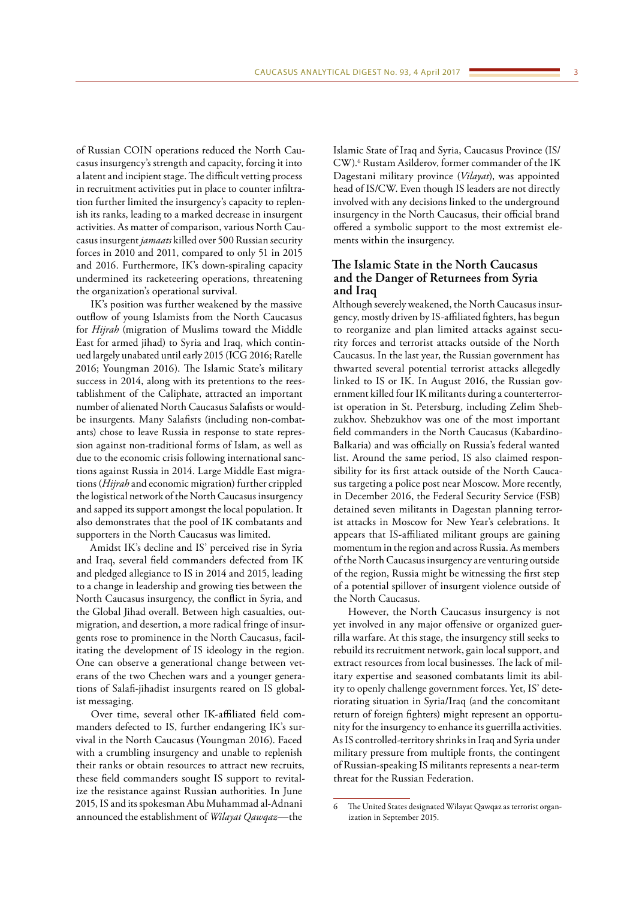of Russian COIN operations reduced the North Caucasus insurgency's strength and capacity, forcing it into a latent and incipient stage. The difficult vetting process in recruitment activities put in place to counter infiltration further limited the insurgency's capacity to replenish its ranks, leading to a marked decrease in insurgent activities. As matter of comparison, various North Caucasus insurgent *jamaats* killed over 500 Russian security forces in 2010 and 2011, compared to only 51 in 2015 and 2016. Furthermore, IK's down-spiraling capacity undermined its racketeering operations, threatening the organization's operational survival.

IK's position was further weakened by the massive outflow of young Islamists from the North Caucasus for *Hijrah* (migration of Muslims toward the Middle East for armed jihad) to Syria and Iraq, which continued largely unabated until early 2015 (ICG 2016; Ratelle 2016; Youngman 2016). The Islamic State's military success in 2014, along with its pretentions to the reestablishment of the Caliphate, attracted an important number of alienated North Caucasus Salafists or would-be insurgents. Many Salafists (including non-combatants) chose to leave Russia in response to state repression against non-traditional forms of Islam, as well as due to the economic crisis following international sanctions against Russia in 2014. Large Middle East migrations (*Hijrah* and economic migration) further crippled the logistical network of the North Caucasus insurgency and sapped its support amongst the local population. It also demonstrates that the pool of IK combatants and supporters in the North Caucasus was limited.

Amidst IK's decline and IS' perceived rise in Syria and Iraq, several field commanders defected from IK and pledged allegiance to IS in 2014 and 2015, leading to a change in leadership and growing ties between the North Caucasus insurgency, the conflict in Syria, and the Global Jihad overall. Between high casualties, outmigration, and desertion, a more radical fringe of insurgents rose to prominence in the North Caucasus, facilitating the development of IS ideology in the region. One can observe a generational change between veterans of the two Chechen wars and a younger generations of Salafi-jihadist insurgents reared on IS globalist messaging.

Over time, several other IK-affiliated field commanders defected to IS, further endangering IK's survival in the North Caucasus (Youngman 2016). Faced with a crumbling insurgency and unable to replenish their ranks or obtain resources to attract new recruits, these field commanders sought IS support to revitalize the resistance against Russian authorities. In June 2015, IS and its spokesman Abu Muhammad al-Adnani announced the establishment of *Wilayat Qawqaz*—the Islamic State of Iraq and Syria, Caucasus Province (IS/CW).[6] Rustam Asilderov, former commander of the IK Dagestani military province (*Vilayat*), was appointed head of IS/CW. Even though IS leaders are not directly involved with any decisions linked to the underground insurgency in the North Caucasus, their official brand offered a symbolic support to the most extremist elements within the insurgency.

## The Islamic State in the North Caucasus and the Danger of Returnees from Syria and Iraq

Although severely weakened, the North Caucasus insurgency, mostly driven by IS-affiliated fighters, has begun to reorganize and plan limited attacks against security forces and terrorist attacks outside of the North Caucasus. In the last year, the Russian government has thwarted several potential terrorist attacks allegedly linked to IS or IK. In August 2016, the Russian government killed four IK militants during a counterterrorist operation in St. Petersburg, including Zelim Shebzukhov. Shebzukhov was one of the most important field commanders in the North Caucasus (Kabardino-Balkaria) and was officially on Russia's federal wanted list. Around the same period, IS also claimed responsibility for its first attack outside of the North Caucasus targeting a police post near Moscow. More recently, in December 2016, the Federal Security Service (FSB) detained seven militants in Dagestan planning terrorist attacks in Moscow for New Year's celebrations. It appears that IS-affiliated militant groups are gaining momentum in the region and across Russia. As members of the North Caucasus insurgency are venturing outside of the region, Russia might be witnessing the first step of a potential spillover of insurgent violence outside of the North Caucasus.

However, the North Caucasus insurgency is not yet involved in any major offensive or organized guerrilla warfare. At this stage, the insurgency still seeks to rebuild its recruitment network, gain local support, and extract resources from local businesses. The lack of military expertise and seasoned combatants limit its ability to openly challenge government forces. Yet, IS' deteriorating situation in Syria/Iraq (and the concomitant return of foreign fighters) might represent an opportunity for the insurgency to enhance its guerrilla activities. As IS controlled-territory shrinks in Iraq and Syria under military pressure from multiple fronts, the contingent of Russian-speaking IS militants represents a near-term threat for the Russian Federation.

---

6 The United States designated Wilayat Qawqaz as terrorist organization in September 2015.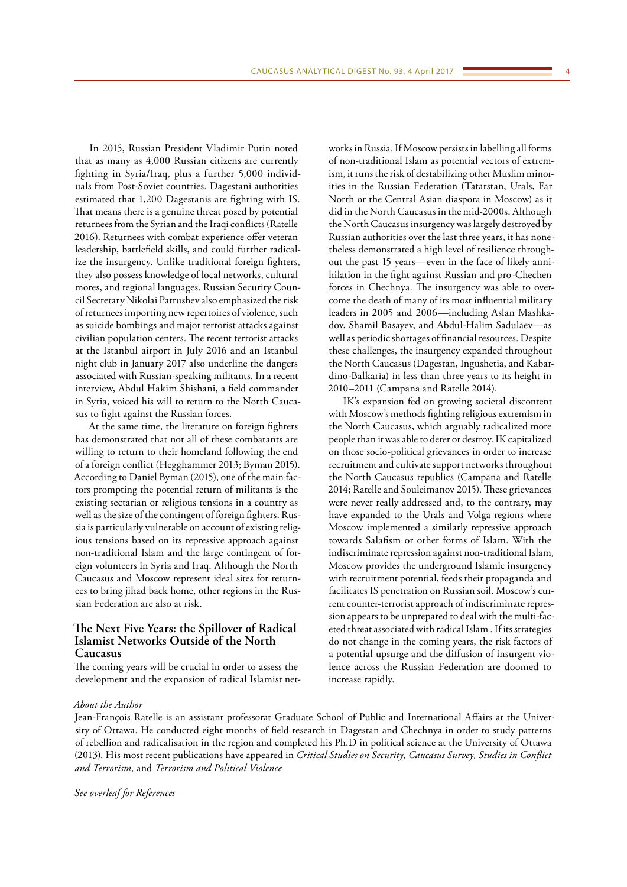In 2015, Russian President Vladimir Putin noted that as many as 4,000 Russian citizens are currently fighting in Syria/Iraq, plus a further 5,000 individuals from Post-Soviet countries. Dagestani authorities estimated that 1,200 Dagestanis are fighting with IS. That means there is a genuine threat posed by potential returnees from the Syrian and the Iraqi conflicts (Ratelle 2016). Returnees with combat experience offer veteran leadership, battlefield skills, and could further radicalize the insurgency. Unlike traditional foreign fighters, they also possess knowledge of local networks, cultural mores, and regional languages. Russian Security Council Secretary Nikolai Patrushev also emphasized the risk of returnees importing new repertoires of violence, such as suicide bombings and major terrorist attacks against civilian population centers. The recent terrorist attacks at the Istanbul airport in July 2016 and an Istanbul night club in January 2017 also underline the dangers associated with Russian-speaking militants. In a recent interview, Abdul Hakim Shishani, a field commander in Syria, voiced his will to return to the North Caucasus to fight against the Russian forces.

At the same time, the literature on foreign fighters has demonstrated that not all of these combatants are willing to return to their homeland following the end of a foreign conflict (Hegghammer 2013; Byman 2015). According to Daniel Byman (2015), one of the main factors prompting the potential return of militants is the existing sectarian or religious tensions in a country as well as the size of the contingent of foreign fighters. Russia is particularly vulnerable on account of existing religious tensions based on its repressive approach against non-traditional Islam and the large contingent of foreign volunteers in Syria and Iraq. Although the North Caucasus and Moscow represent ideal sites for returnees to bring jihad back home, other regions in the Russian Federation are also at risk.

## The Next Five Years: the Spillover of Radical Islamist Networks Outside of the North Caucasus

The coming years will be crucial in order to assess the development and the expansion of radical Islamist networks in Russia. If Moscow persists in labelling all forms of non-traditional Islam as potential vectors of extremism, it runs the risk of destabilizing other Muslim minorities in the Russian Federation (Tatarstan, Urals, Far North or the Central Asian diaspora in Moscow) as it did in the North Caucasus in the mid-2000s. Although the North Caucasus insurgency was largely destroyed by Russian authorities over the last three years, it has nonetheless demonstrated a high level of resilience throughout the past 15 years—even in the face of likely annihilation in the fight against Russian and pro-Chechen forces in Chechnya. The insurgency was able to overcome the death of many of its most influential military leaders in 2005 and 2006—including Aslan Mashkadov, Shamil Basayev, and Abdul-Halim Sadulaev—as well as periodic shortages of financial resources. Despite these challenges, the insurgency expanded throughout the North Caucasus (Dagestan, Ingushetia, and Kabardino-Balkaria) in less than three years to its height in 2010–2011 (Campana and Ratelle 2014).

IK's expansion fed on growing societal discontent with Moscow's methods fighting religious extremism in the North Caucasus, which arguably radicalized more people than it was able to deter or destroy. IK capitalized on those socio-political grievances in order to increase recruitment and cultivate support networks throughout the North Caucasus republics (Campana and Ratelle 2014; Ratelle and Souleimanov 2015). These grievances were never really addressed and, to the contrary, may have expanded to the Urals and Volga regions where Moscow implemented a similarly repressive approach towards Salafism or other forms of Islam. With the indiscriminate repression against non-traditional Islam, Moscow provides the underground Islamic insurgency with recruitment potential, feeds their propaganda and facilitates IS penetration on Russian soil. Moscow's current counter-terrorist approach of indiscriminate repression appears to be unprepared to deal with the multi-faceted threat associated with radical Islam . If its strategies do not change in the coming years, the risk factors of a potential upsurge and the diffusion of insurgent violence across the Russian Federation are doomed to increase rapidly.

*About the Author*

Jean-François Ratelle is an assistant professorat Graduate School of Public and International Affairs at the University of Ottawa. He conducted eight months of field research in Dagestan and Chechnya in order to study patterns of rebellion and radicalisation in the region and completed his Ph.D in political science at the University of Ottawa (2013). His most recent publications have appeared in *Critical Studies on Security, Caucasus Survey, Studies in Conflict and Terrorism,* and *Terrorism and Political Violence*

*See overleaf for References*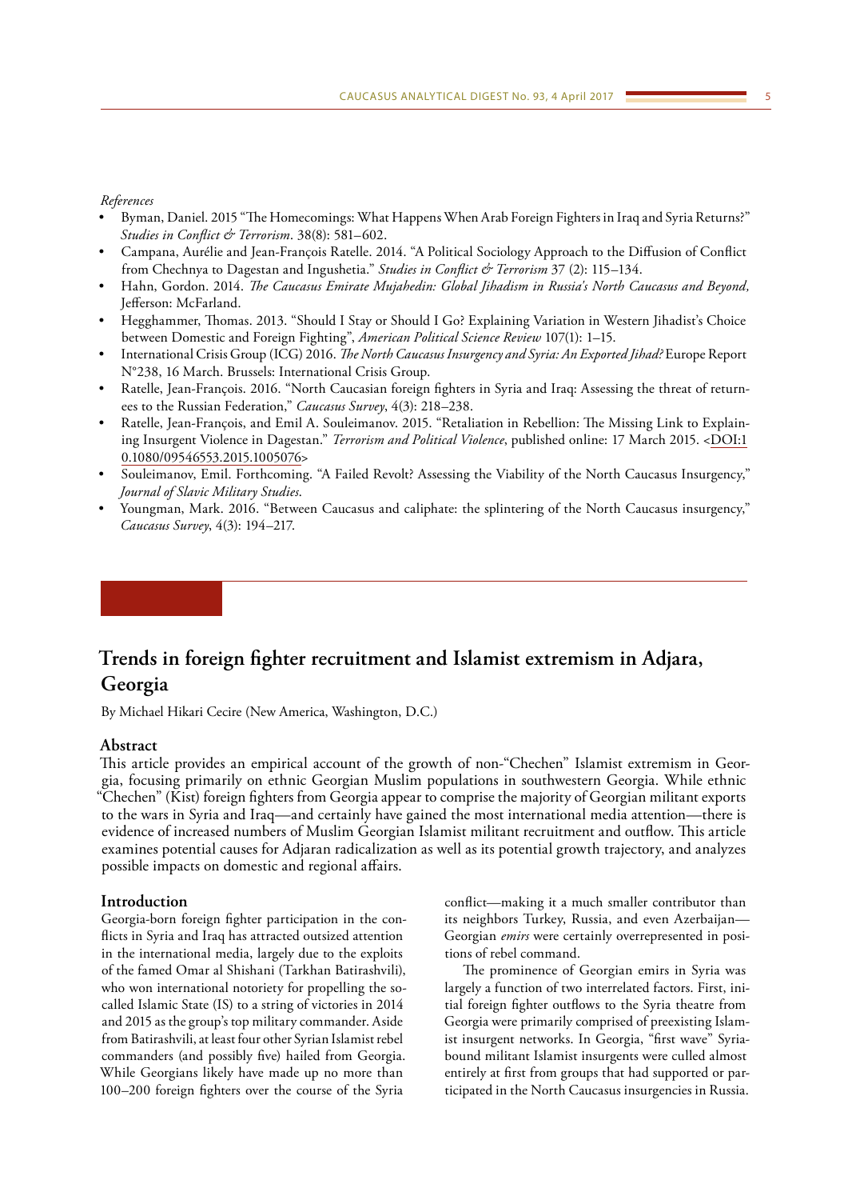*References*

- Byman, Daniel. 2015 "The Homecomings: What Happens When Arab Foreign Fighters in Iraq and Syria Returns?" *Studies in Conflict & Terrorism*. 38(8): 581–602.
- Campana, Aurélie and Jean-François Ratelle. 2014. "A Political Sociology Approach to the Diffusion of Conflict from Chechnya to Dagestan and Ingushetia." *Studies in Conflict & Terrorism* 37 (2): 115–134.
- Hahn, Gordon. 2014. *The Caucasus Emirate Mujahedin: Global Jihadism in Russia's North Caucasus and Beyond,* Jefferson: McFarland.
- Hegghammer, Thomas. 2013. "Should I Stay or Should I Go? Explaining Variation in Western Jihadist's Choice between Domestic and Foreign Fighting", *American Political Science Review* 107(1): 1–15.
- International Crisis Group (ICG) 2016. *The North Caucasus Insurgency and Syria: An Exported Jihad?* Europe Report N°238, 16 March. Brussels: International Crisis Group.
- Ratelle, Jean-François. 2016. "North Caucasian foreign fighters in Syria and Iraq: Assessing the threat of returnees to the Russian Federation," *Caucasus Survey*, 4(3): 218–238.
- Ratelle, Jean-François, and Emil A. Souleimanov. 2015. "Retaliation in Rebellion: The Missing Link to Explaining Insurgent Violence in Dagestan." *Terrorism and Political Violence*, published online: 17 March 2015. <DOI:10.1080/09546553.2015.1005076>
- Souleimanov, Emil. Forthcoming. "A Failed Revolt? Assessing the Viability of the North Caucasus Insurgency," *Journal of Slavic Military Studies*.
- Youngman, Mark. 2016. "Between Caucasus and caliphate: the splintering of the North Caucasus insurgency," *Caucasus Survey*, 4(3): 194–217.

# Trends in foreign fighter recruitment and Islamist extremism in Adjara, Georgia

By Michael Hikari Cecire (New America, Washington, D.C.)

## Abstract

This article provides an empirical account of the growth of non-"Chechen" Islamist extremism in Georgia, focusing primarily on ethnic Georgian Muslim populations in southwestern Georgia. While ethnic "Chechen" (Kist) foreign fighters from Georgia appear to comprise the majority of Georgian militant exports to the wars in Syria and Iraq—and certainly have gained the most international media attention—there is evidence of increased numbers of Muslim Georgian Islamist militant recruitment and outflow. This article examines potential causes for Adjaran radicalization as well as its potential growth trajectory, and analyzes possible impacts on domestic and regional affairs.

## Introduction

Georgia-born foreign fighter participation in the conflicts in Syria and Iraq has attracted outsized attention in the international media, largely due to the exploits of the famed Omar al Shishani (Tarkhan Batirashvili), who won international notoriety for propelling the so-called Islamic State (IS) to a string of victories in 2014 and 2015 as the group's top military commander. Aside from Batirashvili, at least four other Syrian Islamist rebel commanders (and possibly five) hailed from Georgia. While Georgians likely have made up no more than 100–200 foreign fighters over the course of the Syria conflict—making it a much smaller contributor than its neighbors Turkey, Russia, and even Azerbaijan—Georgian *emirs* were certainly overrepresented in positions of rebel command.

The prominence of Georgian emirs in Syria was largely a function of two interrelated factors. First, initial foreign fighter outflows to the Syria theatre from Georgia were primarily comprised of preexisting Islamist insurgent networks. In Georgia, "first wave" Syria-bound militant Islamist insurgents were culled almost entirely at first from groups that had supported or participated in the North Caucasus insurgencies in Russia.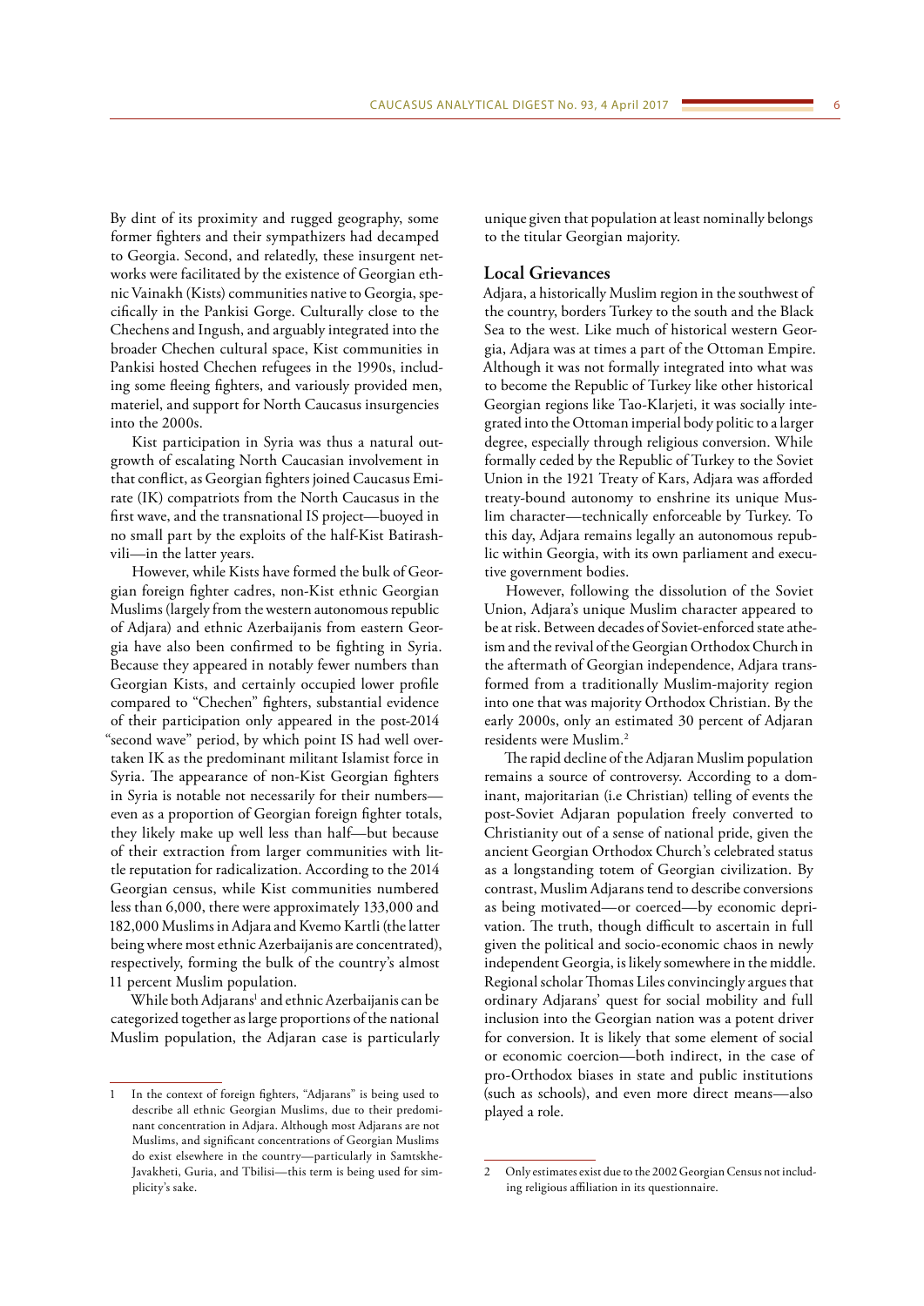By dint of its proximity and rugged geography, some former fighters and their sympathizers had decamped to Georgia. Second, and relatedly, these insurgent networks were facilitated by the existence of Georgian ethnic Vainakh (Kists) communities native to Georgia, specifically in the Pankisi Gorge. Culturally close to the Chechens and Ingush, and arguably integrated into the broader Chechen cultural space, Kist communities in Pankisi hosted Chechen refugees in the 1990s, including some fleeing fighters, and variously provided men, materiel, and support for North Caucasus insurgencies into the 2000s.

Kist participation in Syria was thus a natural outgrowth of escalating North Caucasian involvement in that conflict, as Georgian fighters joined Caucasus Emirate (IK) compatriots from the North Caucasus in the first wave, and the transnational IS project—buoyed in no small part by the exploits of the half-Kist Batirashvili—in the latter years.

However, while Kists have formed the bulk of Georgian foreign fighter cadres, non-Kist ethnic Georgian Muslims (largely from the western autonomous republic of Adjara) and ethnic Azerbaijanis from eastern Georgia have also been confirmed to be fighting in Syria. Because they appeared in notably fewer numbers than Georgian Kists, and certainly occupied lower profile compared to "Chechen" fighters, substantial evidence of their participation only appeared in the post-2014 "second wave" period, by which point IS had well overtaken IK as the predominant militant Islamist force in Syria. The appearance of non-Kist Georgian fighters in Syria is notable not necessarily for their numbers—even as a proportion of Georgian foreign fighter totals, they likely make up well less than half—but because of their extraction from larger communities with little reputation for radicalization. According to the 2014 Georgian census, while Kist communities numbered less than 6,000, there were approximately 133,000 and 182,000 Muslims in Adjara and Kvemo Kartli (the latter being where most ethnic Azerbaijanis are concentrated), respectively, forming the bulk of the country's almost 11 percent Muslim population.

While both Adjarans[1] and ethnic Azerbaijanis can be categorized together as large proportions of the national Muslim population, the Adjaran case is particularly unique given that population at least nominally belongs to the titular Georgian majority.

## Local Grievances

Adjara, a historically Muslim region in the southwest of the country, borders Turkey to the south and the Black Sea to the west. Like much of historical western Georgia, Adjara was at times a part of the Ottoman Empire. Although it was not formally integrated into what was to become the Republic of Turkey like other historical Georgian regions like Tao-Klarjeti, it was socially integrated into the Ottoman imperial body politic to a larger degree, especially through religious conversion. While formally ceded by the Republic of Turkey to the Soviet Union in the 1921 Treaty of Kars, Adjara was afforded treaty-bound autonomy to enshrine its unique Muslim character—technically enforceable by Turkey. To this day, Adjara remains legally an autonomous republic within Georgia, with its own parliament and executive government bodies.

However, following the dissolution of the Soviet Union, Adjara's unique Muslim character appeared to be at risk. Between decades of Soviet-enforced state atheism and the revival of the Georgian Orthodox Church in the aftermath of Georgian independence, Adjara transformed from a traditionally Muslim-majority region into one that was majority Orthodox Christian. By the early 2000s, only an estimated 30 percent of Adjaran residents were Muslim.[2]

The rapid decline of the Adjaran Muslim population remains a source of controversy. According to a dominant, majoritarian (i.e Christian) telling of events the post-Soviet Adjaran population freely converted to Christianity out of a sense of national pride, given the ancient Georgian Orthodox Church's celebrated status as a longstanding totem of Georgian civilization. By contrast, Muslim Adjarans tend to describe conversions as being motivated—or coerced—by economic deprivation. The truth, though difficult to ascertain in full given the political and socio-economic chaos in newly independent Georgia, is likely somewhere in the middle. Regional scholar Thomas Liles convincingly argues that ordinary Adjarans' quest for social mobility and full inclusion into the Georgian nation was a potent driver for conversion. It is likely that some element of social or economic coercion—both indirect, in the case of pro-Orthodox biases in state and public institutions (such as schools), and even more direct means—also played a role.

---

1 In the context of foreign fighters, "Adjarans" is being used to describe all ethnic Georgian Muslims, due to their predominant concentration in Adjara. Although most Adjarans are not Muslims, and significant concentrations of Georgian Muslims do exist elsewhere in the country—particularly in Samtskhe-Javakheti, Guria, and Tbilisi—this term is being used for simplicity's sake.

2 Only estimates exist due to the 2002 Georgian Census not including religious affiliation in its questionnaire.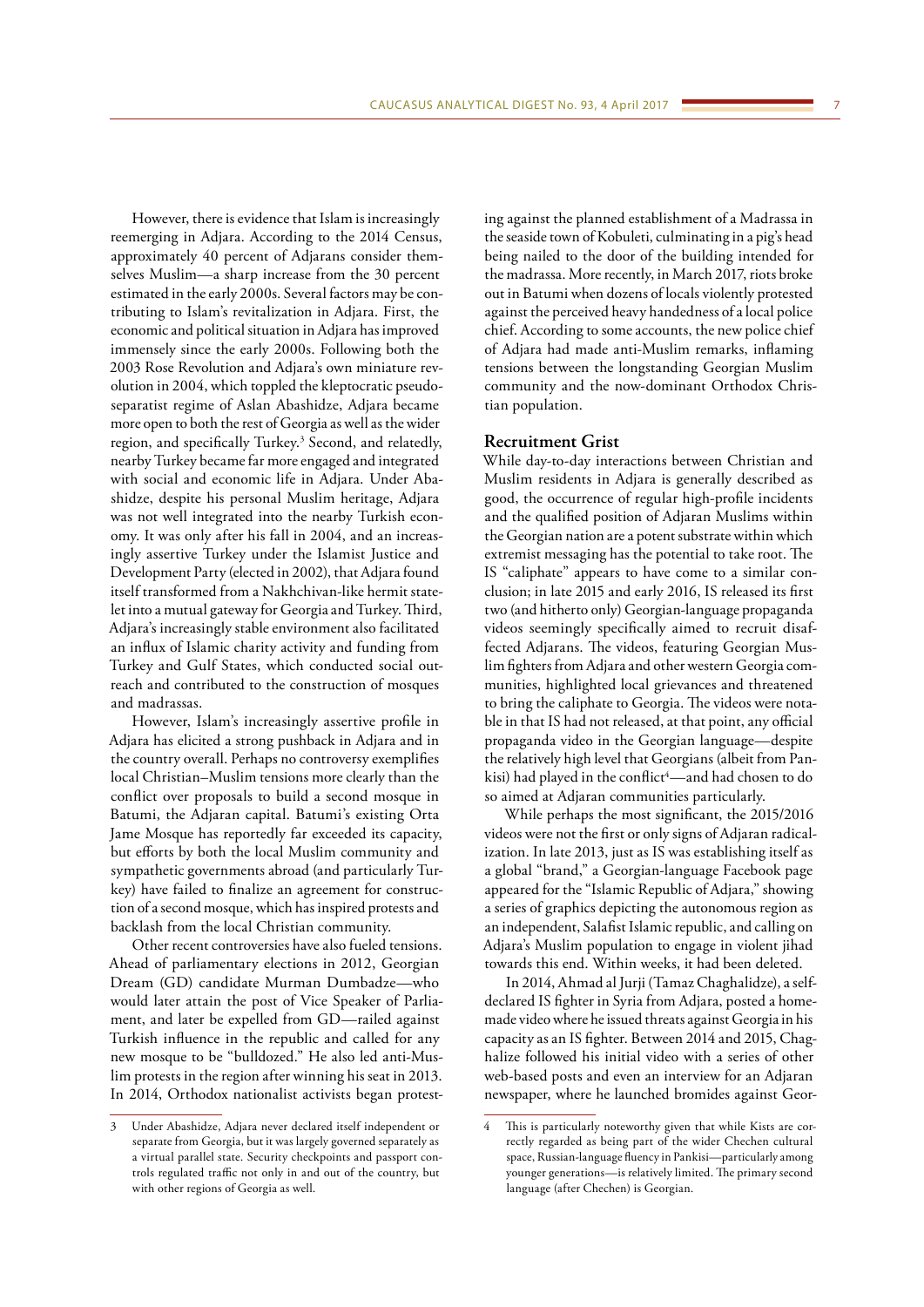However, there is evidence that Islam is increasingly reemerging in Adjara. According to the 2014 Census, approximately 40 percent of Adjarans consider themselves Muslim—a sharp increase from the 30 percent estimated in the early 2000s. Several factors may be contributing to Islam's revitalization in Adjara. First, the economic and political situation in Adjara has improved immensely since the early 2000s. Following both the 2003 Rose Revolution and Adjara's own miniature revolution in 2004, which toppled the kleptocratic pseudo-separatist regime of Aslan Abashidze, Adjara became more open to both the rest of Georgia as well as the wider region, and specifically Turkey.[3] Second, and relatedly, nearby Turkey became far more engaged and integrated with social and economic life in Adjara. Under Abashidze, despite his personal Muslim heritage, Adjara was not well integrated into the nearby Turkish economy. It was only after his fall in 2004, and an increasingly assertive Turkey under the Islamist Justice and Development Party (elected in 2002), that Adjara found itself transformed from a Nakhchivan-like hermit statelet into a mutual gateway for Georgia and Turkey. Third, Adjara's increasingly stable environment also facilitated an influx of Islamic charity activity and funding from Turkey and Gulf States, which conducted social outreach and contributed to the construction of mosques and madrassas.

However, Islam's increasingly assertive profile in Adjara has elicited a strong pushback in Adjara and in the country overall. Perhaps no controversy exemplifies local Christian–Muslim tensions more clearly than the conflict over proposals to build a second mosque in Batumi, the Adjaran capital. Batumi's existing Orta Jame Mosque has reportedly far exceeded its capacity, but efforts by both the local Muslim community and sympathetic governments abroad (and particularly Turkey) have failed to finalize an agreement for construction of a second mosque, which has inspired protests and backlash from the local Christian community.

Other recent controversies have also fueled tensions. Ahead of parliamentary elections in 2012, Georgian Dream (GD) candidate Murman Dumbadze—who would later attain the post of Vice Speaker of Parliament, and later be expelled from GD—railed against Turkish influence in the republic and called for any new mosque to be "bulldozed." He also led anti-Muslim protests in the region after winning his seat in 2013. In 2014, Orthodox nationalist activists began protesting against the planned establishment of a Madrassa in the seaside town of Kobuleti, culminating in a pig's head being nailed to the door of the building intended for the madrassa. More recently, in March 2017, riots broke out in Batumi when dozens of locals violently protested against the perceived heavy handedness of a local police chief. According to some accounts, the new police chief of Adjara had made anti-Muslim remarks, inflaming tensions between the longstanding Georgian Muslim community and the now-dominant Orthodox Christian population.

## Recruitment Grist

While day-to-day interactions between Christian and Muslim residents in Adjara is generally described as good, the occurrence of regular high-profile incidents and the qualified position of Adjaran Muslims within the Georgian nation are a potent substrate within which extremist messaging has the potential to take root. The IS "caliphate" appears to have come to a similar conclusion; in late 2015 and early 2016, IS released its first two (and hitherto only) Georgian-language propaganda videos seemingly specifically aimed to recruit disaffected Adjarans. The videos, featuring Georgian Muslim fighters from Adjara and other western Georgia communities, highlighted local grievances and threatened to bring the caliphate to Georgia. The videos were notable in that IS had not released, at that point, any official propaganda video in the Georgian language—despite the relatively high level that Georgians (albeit from Pankisi) had played in the conflict[4]—and had chosen to do so aimed at Adjaran communities particularly.

While perhaps the most significant, the 2015/2016 videos were not the first or only signs of Adjaran radicalization. In late 2013, just as IS was establishing itself as a global "brand," a Georgian-language Facebook page appeared for the "Islamic Republic of Adjara," showing a series of graphics depicting the autonomous region as an independent, Salafist Islamic republic, and calling on Adjara's Muslim population to engage in violent jihad towards this end. Within weeks, it had been deleted.

In 2014, Ahmad al Jurji (Tamaz Chaghalidze), a self-declared IS fighter in Syria from Adjara, posted a homemade video where he issued threats against Georgia in his capacity as an IS fighter. Between 2014 and 2015, Chaghalize followed his initial video with a series of other web-based posts and even an interview for an Adjaran newspaper, where he launched bromides against Geor-

---

3 Under Abashidze, Adjara never declared itself independent or separate from Georgia, but it was largely governed separately as a virtual parallel state. Security checkpoints and passport controls regulated traffic not only in and out of the country, but with other regions of Georgia as well.

4 This is particularly noteworthy given that while Kists are correctly regarded as being part of the wider Chechen cultural space, Russian-language fluency in Pankisi—particularly among younger generations—is relatively limited. The primary second language (after Chechen) is Georgian.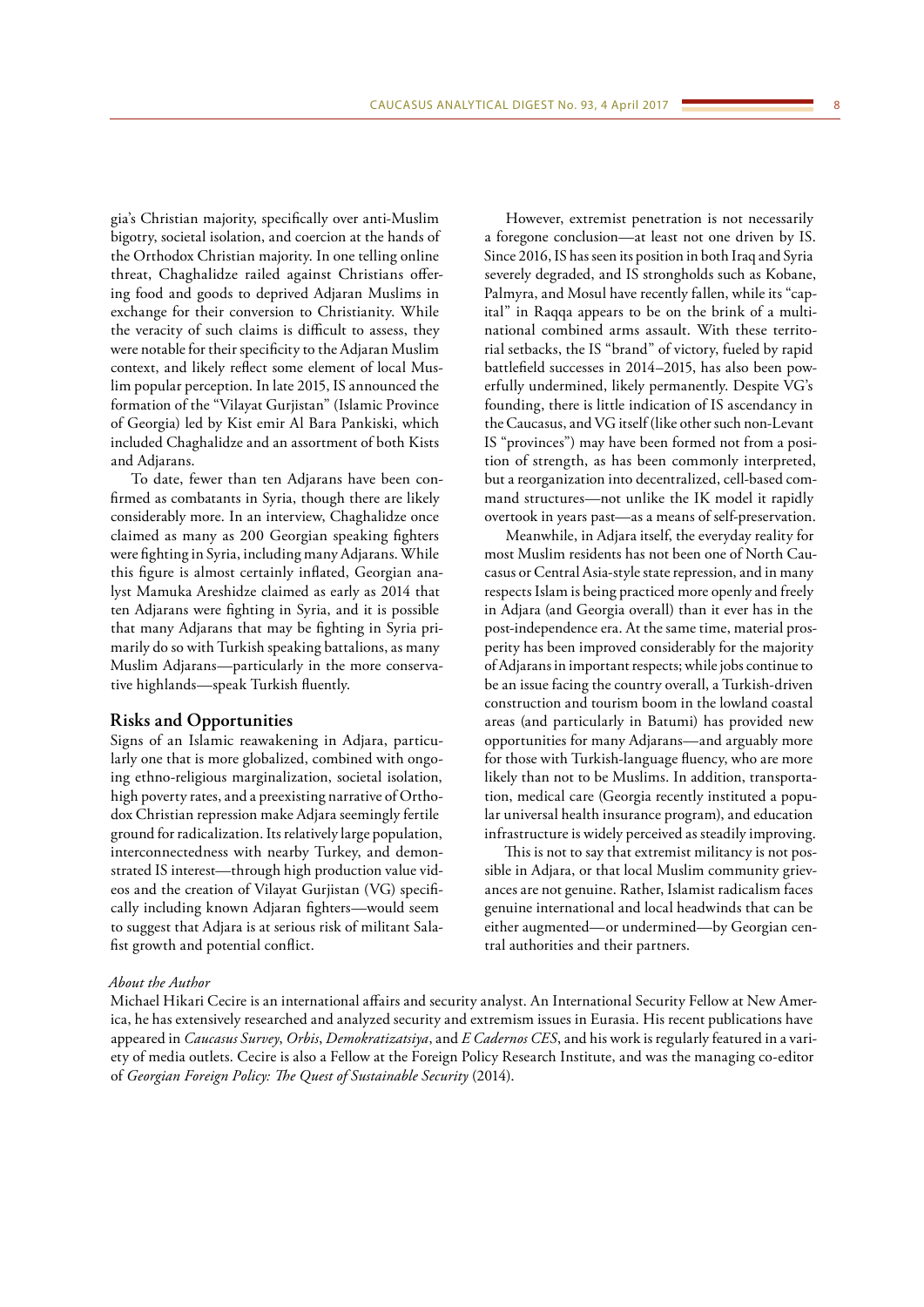gia's Christian majority, specifically over anti-Muslim bigotry, societal isolation, and coercion at the hands of the Orthodox Christian majority. In one telling online threat, Chaghalidze railed against Christians offering food and goods to deprived Adjaran Muslims in exchange for their conversion to Christianity. While the veracity of such claims is difficult to assess, they were notable for their specificity to the Adjaran Muslim context, and likely reflect some element of local Muslim popular perception. In late 2015, IS announced the formation of the "Vilayat Gurjistan" (Islamic Province of Georgia) led by Kist emir Al Bara Pankiski, which included Chaghalidze and an assortment of both Kists and Adjarans.

To date, fewer than ten Adjarans have been confirmed as combatants in Syria, though there are likely considerably more. In an interview, Chaghalidze once claimed as many as 200 Georgian speaking fighters were fighting in Syria, including many Adjarans. While this figure is almost certainly inflated, Georgian analyst Mamuka Areshidze claimed as early as 2014 that ten Adjarans were fighting in Syria, and it is possible that many Adjarans that may be fighting in Syria primarily do so with Turkish speaking battalions, as many Muslim Adjarans—particularly in the more conservative highlands—speak Turkish fluently.

## Risks and Opportunities

Signs of an Islamic reawakening in Adjara, particularly one that is more globalized, combined with ongoing ethno-religious marginalization, societal isolation, high poverty rates, and a preexisting narrative of Orthodox Christian repression make Adjara seemingly fertile ground for radicalization. Its relatively large population, interconnectedness with nearby Turkey, and demonstrated IS interest—through high production value videos and the creation of Vilayat Gurjistan (VG) specifically including known Adjaran fighters—would seem to suggest that Adjara is at serious risk of militant Salafist growth and potential conflict.

However, extremist penetration is not necessarily a foregone conclusion—at least not one driven by IS. Since 2016, IS has seen its position in both Iraq and Syria severely degraded, and IS strongholds such as Kobane, Palmyra, and Mosul have recently fallen, while its "capital" in Raqqa appears to be on the brink of a multinational combined arms assault. With these territorial setbacks, the IS "brand" of victory, fueled by rapid battlefield successes in 2014–2015, has also been powerfully undermined, likely permanently. Despite VG's founding, there is little indication of IS ascendancy in the Caucasus, and VG itself (like other such non-Levant IS "provinces") may have been formed not from a position of strength, as has been commonly interpreted, but a reorganization into decentralized, cell-based command structures—not unlike the IK model it rapidly overtook in years past—as a means of self-preservation.

Meanwhile, in Adjara itself, the everyday reality for most Muslim residents has not been one of North Caucasus or Central Asia-style state repression, and in many respects Islam is being practiced more openly and freely in Adjara (and Georgia overall) than it ever has in the post-independence era. At the same time, material prosperity has been improved considerably for the majority of Adjarans in important respects; while jobs continue to be an issue facing the country overall, a Turkish-driven construction and tourism boom in the lowland coastal areas (and particularly in Batumi) has provided new opportunities for many Adjarans—and arguably more for those with Turkish-language fluency, who are more likely than not to be Muslims. In addition, transportation, medical care (Georgia recently instituted a popular universal health insurance program), and education infrastructure is widely perceived as steadily improving.

This is not to say that extremist militancy is not possible in Adjara, or that local Muslim community grievances are not genuine. Rather, Islamist radicalism faces genuine international and local headwinds that can be either augmented—or undermined—by Georgian central authorities and their partners.

*About the Author*

Michael Hikari Cecire is an international affairs and security analyst. An International Security Fellow at New America, he has extensively researched and analyzed security and extremism issues in Eurasia. His recent publications have appeared in *Caucasus Survey*, *Orbis*, *Demokratizatsiya*, and *E Cadernos CES*, and his work is regularly featured in a variety of media outlets. Cecire is also a Fellow at the Foreign Policy Research Institute, and was the managing co-editor of *Georgian Foreign Policy: The Quest of Sustainable Security* (2014).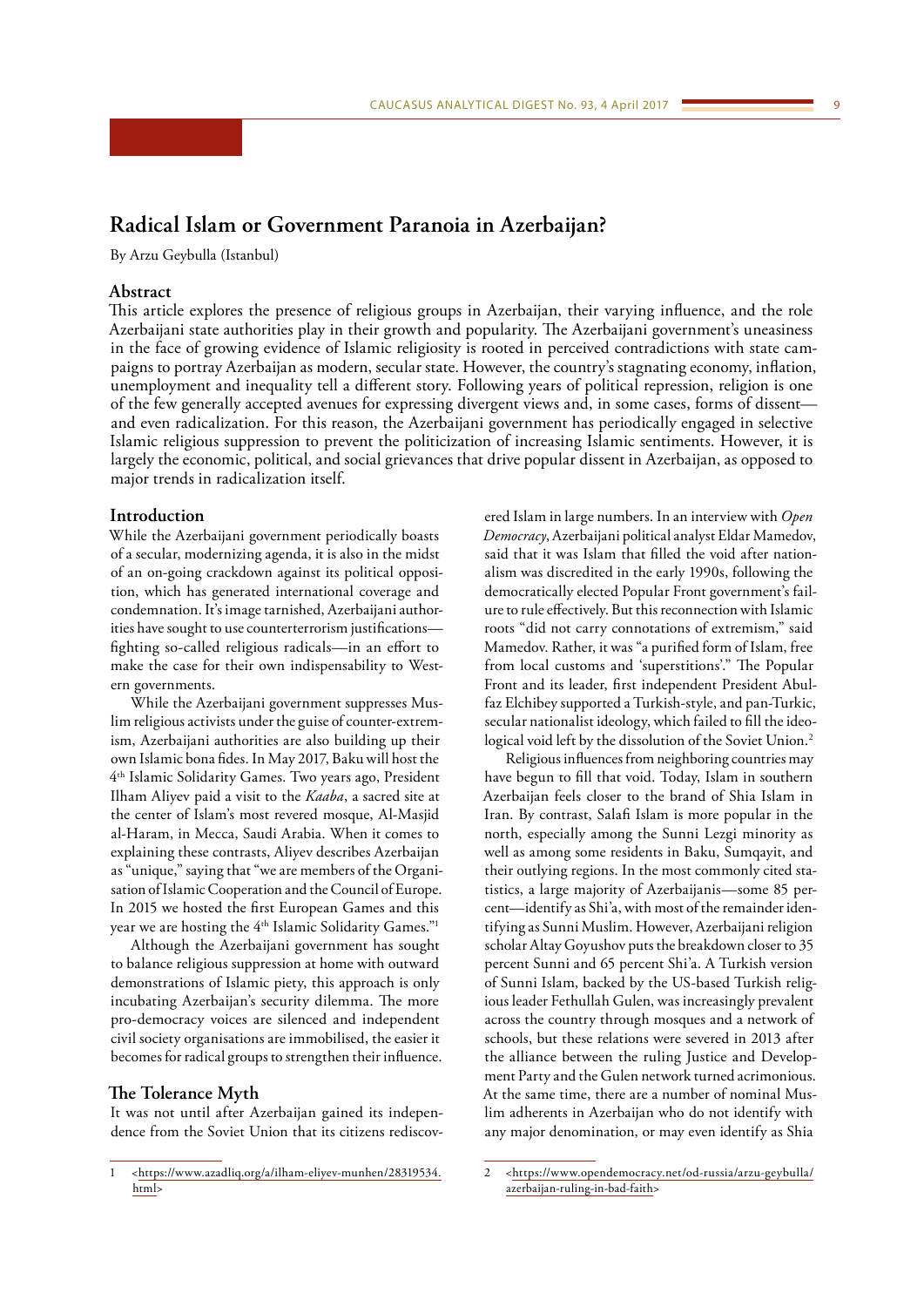# Radical Islam or Government Paranoia in Azerbaijan?

By Arzu Geybulla (Istanbul)

## Abstract

This article explores the presence of religious groups in Azerbaijan, their varying influence, and the role Azerbaijani state authorities play in their growth and popularity. The Azerbaijani government's uneasiness in the face of growing evidence of Islamic religiosity is rooted in perceived contradictions with state campaigns to portray Azerbaijan as modern, secular state. However, the country's stagnating economy, inflation, unemployment and inequality tell a different story. Following years of political repression, religion is one of the few generally accepted avenues for expressing divergent views and, in some cases, forms of dissent—and even radicalization. For this reason, the Azerbaijani government has periodically engaged in selective Islamic religious suppression to prevent the politicization of increasing Islamic sentiments. However, it is largely the economic, political, and social grievances that drive popular dissent in Azerbaijan, as opposed to major trends in radicalization itself.

## Introduction

While the Azerbaijani government periodically boasts of a secular, modernizing agenda, it is also in the midst of an on-going crackdown against its political opposition, which has generated international coverage and condemnation. It's image tarnished, Azerbaijani authorities have sought to use counterterrorism justifications—fighting so-called religious radicals—in an effort to make the case for their own indispensability to Western governments.

While the Azerbaijani government suppresses Muslim religious activists under the guise of counter-extremism, Azerbaijani authorities are also building up their own Islamic bona fides. In May 2017, Baku will host the 4th Islamic Solidarity Games. Two years ago, President Ilham Aliyev paid a visit to the *Kaaba*, a sacred site at the center of Islam's most revered mosque, Al-Masjid al-Haram, in Mecca, Saudi Arabia. When it comes to explaining these contrasts, Aliyev describes Azerbaijan as "unique," saying that "we are members of the Organisation of Islamic Cooperation and the Council of Europe. In 2015 we hosted the first European Games and this year we are hosting the 4th Islamic Solidarity Games."[1]

Although the Azerbaijani government has sought to balance religious suppression at home with outward demonstrations of Islamic piety, this approach is only incubating Azerbaijan's security dilemma. The more pro-democracy voices are silenced and independent civil society organisations are immobilised, the easier it becomes for radical groups to strengthen their influence.

## The Tolerance Myth

It was not until after Azerbaijan gained its independence from the Soviet Union that its citizens rediscovered Islam in large numbers. In an interview with *Open Democracy*, Azerbaijani political analyst Eldar Mamedov, said that it was Islam that filled the void after nationalism was discredited in the early 1990s, following the democratically elected Popular Front government's failure to rule effectively. But this reconnection with Islamic roots "did not carry connotations of extremism," said Mamedov. Rather, it was "a purified form of Islam, free from local customs and 'superstitions'." The Popular Front and its leader, first independent President Abulfaz Elchibey supported a Turkish-style, and pan-Turkic, secular nationalist ideology, which failed to fill the ideological void left by the dissolution of the Soviet Union.[2]

Religious influences from neighboring countries may have begun to fill that void. Today, Islam in southern Azerbaijan feels closer to the brand of Shia Islam in Iran. By contrast, Salafi Islam is more popular in the north, especially among the Sunni Lezgi minority as well as among some residents in Baku, Sumqayit, and their outlying regions. In the most commonly cited statistics, a large majority of Azerbaijanis—some 85 percent—identify as Shi'a, with most of the remainder identifying as Sunni Muslim. However, Azerbaijani religion scholar Altay Goyushov puts the breakdown closer to 35 percent Sunni and 65 percent Shi'a. A Turkish version of Sunni Islam, backed by the US-based Turkish religious leader Fethullah Gulen, was increasingly prevalent across the country through mosques and a network of schools, but these relations were severed in 2013 after the alliance between the ruling Justice and Development Party and the Gulen network turned acrimonious. At the same time, there are a number of nominal Muslim adherents in Azerbaijan who do not identify with any major denomination, or may even identify as Shia

1 <https://www.azadliq.org/a/ilham-eliyev-munhen/28319534.html>

2 <https://www.opendemocracy.net/od-russia/arzu-geybulla/azerbaijan-ruling-in-bad-faith>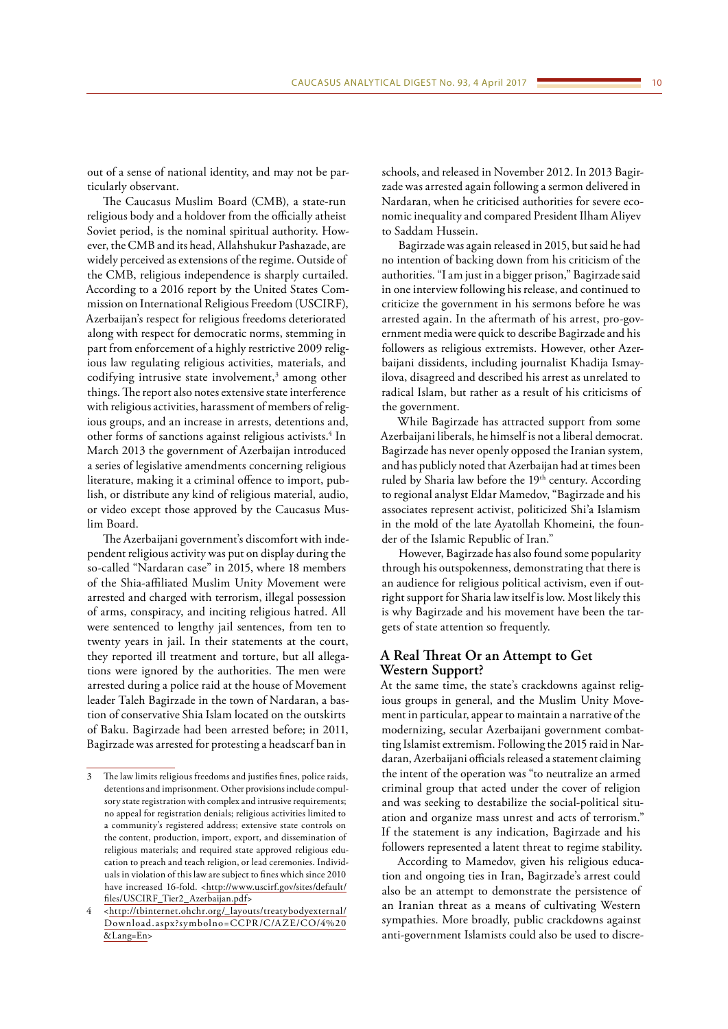out of a sense of national identity, and may not be particularly observant.

The Caucasus Muslim Board (CMB), a state-run religious body and a holdover from the officially atheist Soviet period, is the nominal spiritual authority. However, the CMB and its head, Allahshukur Pashazade, are widely perceived as extensions of the regime. Outside of the CMB, religious independence is sharply curtailed. According to a 2016 report by the United States Commission on International Religious Freedom (USCIRF), Azerbaijan's respect for religious freedoms deteriorated along with respect for democratic norms, stemming in part from enforcement of a highly restrictive 2009 religious law regulating religious activities, materials, and codifying intrusive state involvement,[3] among other things. The report also notes extensive state interference with religious activities, harassment of members of religious groups, and an increase in arrests, detentions and, other forms of sanctions against religious activists.[4] In March 2013 the government of Azerbaijan introduced a series of legislative amendments concerning religious literature, making it a criminal offence to import, publish, or distribute any kind of religious material, audio, or video except those approved by the Caucasus Muslim Board.

The Azerbaijani government's discomfort with independent religious activity was put on display during the so-called "Nardaran case" in 2015, where 18 members of the Shia-affiliated Muslim Unity Movement were arrested and charged with terrorism, illegal possession of arms, conspiracy, and inciting religious hatred. All were sentenced to lengthy jail sentences, from ten to twenty years in jail. In their statements at the court, they reported ill treatment and torture, but all allegations were ignored by the authorities. The men were arrested during a police raid at the house of Movement leader Taleh Bagirzade in the town of Nardaran, a bastion of conservative Shia Islam located on the outskirts of Baku. Bagirzade had been arrested before; in 2011, Bagirzade was arrested for protesting a headscarf ban in schools, and released in November 2012. In 2013 Bagirzade was arrested again following a sermon delivered in Nardaran, when he criticised authorities for severe economic inequality and compared President Ilham Aliyev to Saddam Hussein.

Bagirzade was again released in 2015, but said he had no intention of backing down from his criticism of the authorities. "I am just in a bigger prison," Bagirzade said in one interview following his release, and continued to criticize the government in his sermons before he was arrested again. In the aftermath of his arrest, pro-government media were quick to describe Bagirzade and his followers as religious extremists. However, other Azerbaijani dissidents, including journalist Khadija Ismayilova, disagreed and described his arrest as unrelated to radical Islam, but rather as a result of his criticisms of the government.

While Bagirzade has attracted support from some Azerbaijani liberals, he himself is not a liberal democrat. Bagirzade has never openly opposed the Iranian system, and has publicly noted that Azerbaijan had at times been ruled by Sharia law before the 19th century. According to regional analyst Eldar Mamedov, "Bagirzade and his associates represent activist, politicized Shi'a Islamism in the mold of the late Ayatollah Khomeini, the founder of the Islamic Republic of Iran."

However, Bagirzade has also found some popularity through his outspokenness, demonstrating that there is an audience for religious political activism, even if outright support for Sharia law itself is low. Most likely this is why Bagirzade and his movement have been the targets of state attention so frequently.

## A Real Threat Or an Attempt to Get Western Support?

At the same time, the state's crackdowns against religious groups in general, and the Muslim Unity Movement in particular, appear to maintain a narrative of the modernizing, secular Azerbaijani government combatting Islamist extremism. Following the 2015 raid in Nardaran, Azerbaijani officials released a statement claiming the intent of the operation was "to neutralize an armed criminal group that acted under the cover of religion and was seeking to destabilize the social-political situation and organize mass unrest and acts of terrorism." If the statement is any indication, Bagirzade and his followers represented a latent threat to regime stability.

According to Mamedov, given his religious education and ongoing ties in Iran, Bagirzade's arrest could also be an attempt to demonstrate the persistence of an Iranian threat as a means of cultivating Western sympathies. More broadly, public crackdowns against anti-government Islamists could also be used to discre-

---

3 The law limits religious freedoms and justifies fines, police raids, detentions and imprisonment. Other provisions include compulsory state registration with complex and intrusive requirements; no appeal for registration denials; religious activities limited to a community's registered address; extensive state controls on the content, production, import, export, and dissemination of religious materials; and required state approved religious education to preach and teach religion, or lead ceremonies. Individuals in violation of this law are subject to fines which since 2010 have increased 16-fold. <http://www.uscirf.gov/sites/default/files/USCIRF_Tier2_Azerbaijan.pdf>

4 <http://tbinternet.ohchr.org/_layouts/treatybodyexternal/Download.aspx?symbolno=CCPR/C/AZE/CO/4%20&Lang=En>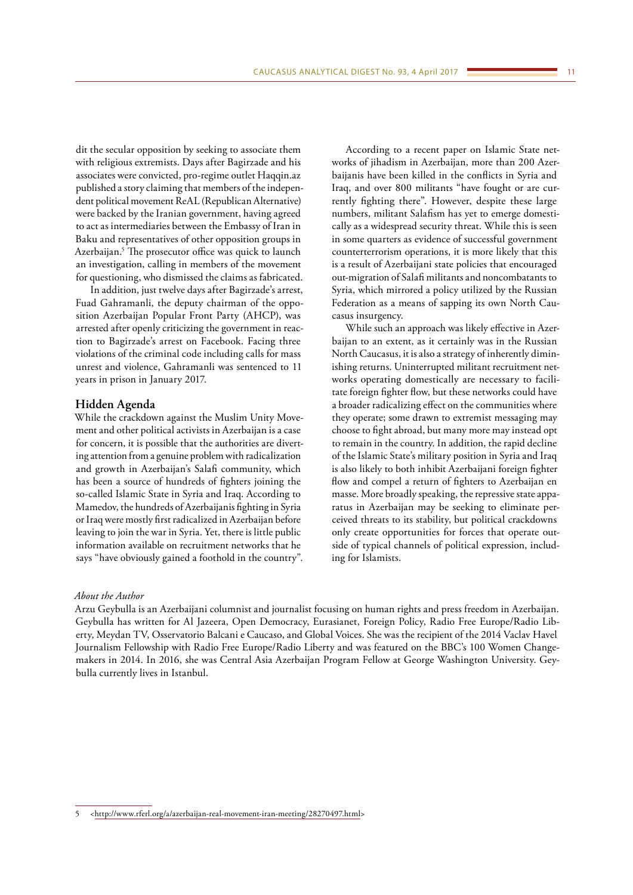dit the secular opposition by seeking to associate them with religious extremists. Days after Bagirzade and his associates were convicted, pro-regime outlet Haqqin.az published a story claiming that members of the independent political movement ReAL (Republican Alternative) were backed by the Iranian government, having agreed to act as intermediaries between the Embassy of Iran in Baku and representatives of other opposition groups in Azerbaijan.[5] The prosecutor office was quick to launch an investigation, calling in members of the movement for questioning, who dismissed the claims as fabricated.

In addition, just twelve days after Bagirzade's arrest, Fuad Gahramanli, the deputy chairman of the opposition Azerbaijan Popular Front Party (AHCP), was arrested after openly criticizing the government in reaction to Bagirzade's arrest on Facebook. Facing three violations of the criminal code including calls for mass unrest and violence, Gahramanli was sentenced to 11 years in prison in January 2017.

## Hidden Agenda

While the crackdown against the Muslim Unity Movement and other political activists in Azerbaijan is a case for concern, it is possible that the authorities are diverting attention from a genuine problem with radicalization and growth in Azerbaijan's Salafi community, which has been a source of hundreds of fighters joining the so-called Islamic State in Syria and Iraq. According to Mamedov, the hundreds of Azerbaijanis fighting in Syria or Iraq were mostly first radicalized in Azerbaijan before leaving to join the war in Syria. Yet, there is little public information available on recruitment networks that he says "have obviously gained a foothold in the country".

According to a recent paper on Islamic State networks of jihadism in Azerbaijan, more than 200 Azerbaijanis have been killed in the conflicts in Syria and Iraq, and over 800 militants "have fought or are currently fighting there". However, despite these large numbers, militant Salafism has yet to emerge domestically as a widespread security threat. While this is seen in some quarters as evidence of successful government counterterrorism operations, it is more likely that this is a result of Azerbaijani state policies that encouraged out-migration of Salafi militants and noncombatants to Syria, which mirrored a policy utilized by the Russian Federation as a means of sapping its own North Caucasus insurgency.

While such an approach was likely effective in Azerbaijan to an extent, as it certainly was in the Russian North Caucasus, it is also a strategy of inherently diminishing returns. Uninterrupted militant recruitment networks operating domestically are necessary to facilitate foreign fighter flow, but these networks could have a broader radicalizing effect on the communities where they operate; some drawn to extremist messaging may choose to fight abroad, but many more may instead opt to remain in the country. In addition, the rapid decline of the Islamic State's military position in Syria and Iraq is also likely to both inhibit Azerbaijani foreign fighter flow and compel a return of fighters to Azerbaijan en masse. More broadly speaking, the repressive state apparatus in Azerbaijan may be seeking to eliminate perceived threats to its stability, but political crackdowns only create opportunities for forces that operate outside of typical channels of political expression, including for Islamists.

*About the Author*

Arzu Geybulla is an Azerbaijani columnist and journalist focusing on human rights and press freedom in Azerbaijan. Geybulla has written for Al Jazeera, Open Democracy, Eurasianet, Foreign Policy, Radio Free Europe/Radio Liberty, Meydan TV, Osservatorio Balcani e Caucaso, and Global Voices. She was the recipient of the 2014 Vaclav Havel Journalism Fellowship with Radio Free Europe/Radio Liberty and was featured on the BBC's 100 Women Changemakers in 2014. In 2016, she was Central Asia Azerbaijan Program Fellow at George Washington University. Geybulla currently lives in Istanbul.

---

5 <http://www.rferl.org/a/azerbaijan-real-movement-iran-meeting/28270497.html>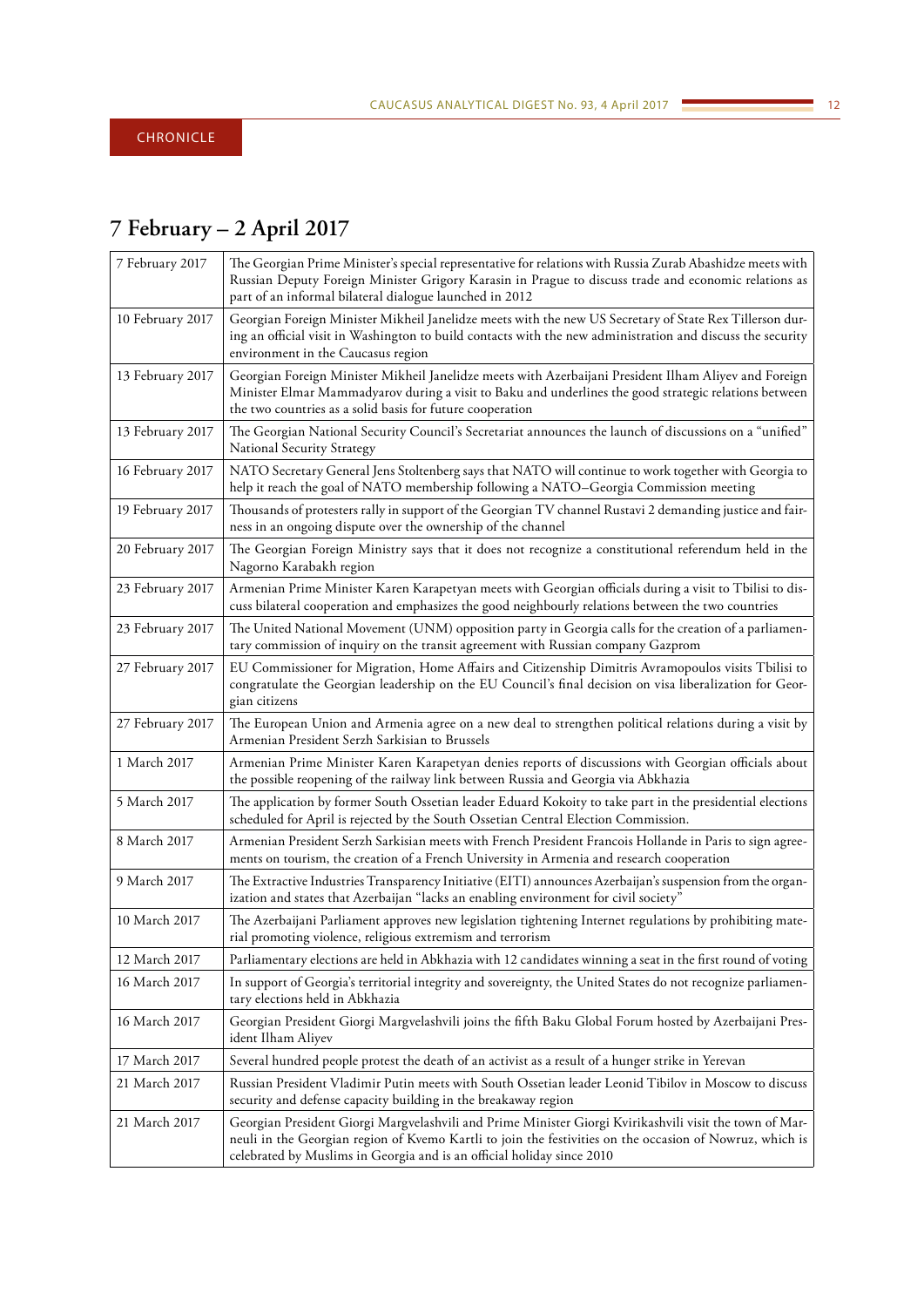## CHRONICLE

# 7 February – 2 April 2017

| | |
|---|---|
| 7 February 2017 | The Georgian Prime Minister's special representative for relations with Russia Zurab Abashidze meets with Russian Deputy Foreign Minister Grigory Karasin in Prague to discuss trade and economic relations as part of an informal bilateral dialogue launched in 2012 |
| 10 February 2017 | Georgian Foreign Minister Mikheil Janelidze meets with the new US Secretary of State Rex Tillerson during an official visit in Washington to build contacts with the new administration and discuss the security environment in the Caucasus region |
| 13 February 2017 | Georgian Foreign Minister Mikheil Janelidze meets with Azerbaijani President Ilham Aliyev and Foreign Minister Elmar Mammadyarov during a visit to Baku and underlines the good strategic relations between the two countries as a solid basis for future cooperation |
| 13 February 2017 | The Georgian National Security Council's Secretariat announces the launch of discussions on a "unified" National Security Strategy |
| 16 February 2017 | NATO Secretary General Jens Stoltenberg says that NATO will continue to work together with Georgia to help it reach the goal of NATO membership following a NATO–Georgia Commission meeting |
| 19 February 2017 | Thousands of protesters rally in support of the Georgian TV channel Rustavi 2 demanding justice and fairness in an ongoing dispute over the ownership of the channel |
| 20 February 2017 | The Georgian Foreign Ministry says that it does not recognize a constitutional referendum held in the Nagorno Karabakh region |
| 23 February 2017 | Armenian Prime Minister Karen Karapetyan meets with Georgian officials during a visit to Tbilisi to discuss bilateral cooperation and emphasizes the good neighbourly relations between the two countries |
| 23 February 2017 | The United National Movement (UNM) opposition party in Georgia calls for the creation of a parliamentary commission of inquiry on the transit agreement with Russian company Gazprom |
| 27 February 2017 | EU Commissioner for Migration, Home Affairs and Citizenship Dimitris Avramopoulos visits Tbilisi to congratulate the Georgian leadership on the EU Council's final decision on visa liberalization for Georgian citizens |
| 27 February 2017 | The European Union and Armenia agree on a new deal to strengthen political relations during a visit by Armenian President Serzh Sarkisian to Brussels |
| 1 March 2017 | Armenian Prime Minister Karen Karapetyan denies reports of discussions with Georgian officials about the possible reopening of the railway link between Russia and Georgia via Abkhazia |
| 5 March 2017 | The application by former South Ossetian leader Eduard Kokoity to take part in the presidential elections scheduled for April is rejected by the South Ossetian Central Election Commission. |
| 8 March 2017 | Armenian President Serzh Sarkisian meets with French President Francois Hollande in Paris to sign agreements on tourism, the creation of a French University in Armenia and research cooperation |
| 9 March 2017 | The Extractive Industries Transparency Initiative (EITI) announces Azerbaijan's suspension from the organization and states that Azerbaijan "lacks an enabling environment for civil society" |
| 10 March 2017 | The Azerbaijani Parliament approves new legislation tightening Internet regulations by prohibiting material promoting violence, religious extremism and terrorism |
| 12 March 2017 | Parliamentary elections are held in Abkhazia with 12 candidates winning a seat in the first round of voting |
| 16 March 2017 | In support of Georgia's territorial integrity and sovereignty, the United States do not recognize parliamentary elections held in Abkhazia |
| 16 March 2017 | Georgian President Giorgi Margvelashvili joins the fifth Baku Global Forum hosted by Azerbaijani President Ilham Aliyev |
| 17 March 2017 | Several hundred people protest the death of an activist as a result of a hunger strike in Yerevan |
| 21 March 2017 | Russian President Vladimir Putin meets with South Ossetian leader Leonid Tibilov in Moscow to discuss security and defense capacity building in the breakaway region |
| 21 March 2017 | Georgian President Giorgi Margvelashvili and Prime Minister Giorgi Kvirikashvili visit the town of Marneuli in the Georgian region of Kvemo Kartli to join the festivities on the occasion of Nowruz, which is celebrated by Muslims in Georgia and is an official holiday since 2010 |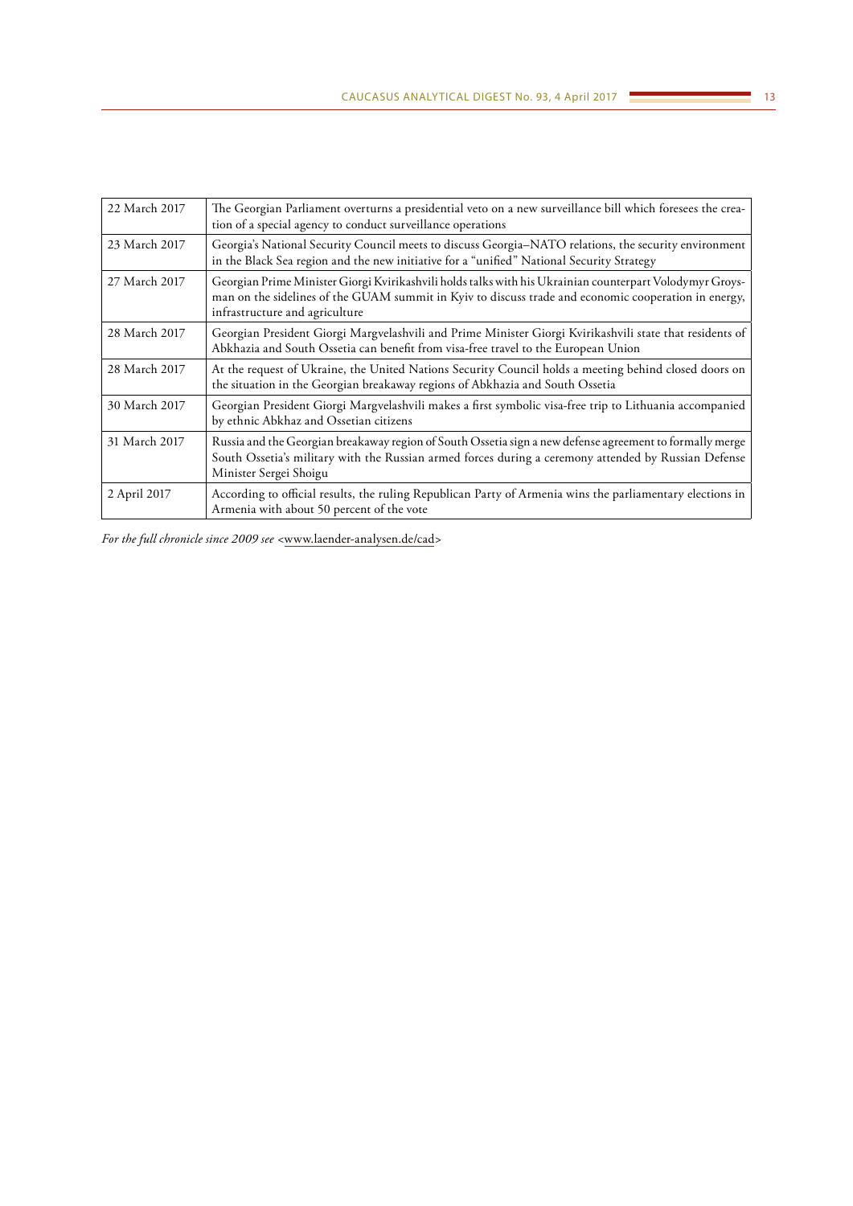| | |
|---|---|
| 22 March 2017 | The Georgian Parliament overturns a presidential veto on a new surveillance bill which foresees the creation of a special agency to conduct surveillance operations |
| 23 March 2017 | Georgia's National Security Council meets to discuss Georgia–NATO relations, the security environment in the Black Sea region and the new initiative for a "unified" National Security Strategy |
| 27 March 2017 | Georgian Prime Minister Giorgi Kvirikashvili holds talks with his Ukrainian counterpart Volodymyr Groysman on the sidelines of the GUAM summit in Kyiv to discuss trade and economic cooperation in energy, infrastructure and agriculture |
| 28 March 2017 | Georgian President Giorgi Margvelashvili and Prime Minister Giorgi Kvirikashvili state that residents of Abkhazia and South Ossetia can benefit from visa-free travel to the European Union |
| 28 March 2017 | At the request of Ukraine, the United Nations Security Council holds a meeting behind closed doors on the situation in the Georgian breakaway regions of Abkhazia and South Ossetia |
| 30 March 2017 | Georgian President Giorgi Margvelashvili makes a first symbolic visa-free trip to Lithuania accompanied by ethnic Abkhaz and Ossetian citizens |
| 31 March 2017 | Russia and the Georgian breakaway region of South Ossetia sign a new defense agreement to formally merge South Ossetia's military with the Russian armed forces during a ceremony attended by Russian Defense Minister Sergei Shoigu |
| 2 April 2017 | According to official results, the ruling Republican Party of Armenia wins the parliamentary elections in Armenia with about 50 percent of the vote |

*For the full chronicle since 2009 see* <www.laender-analysen.de/cad>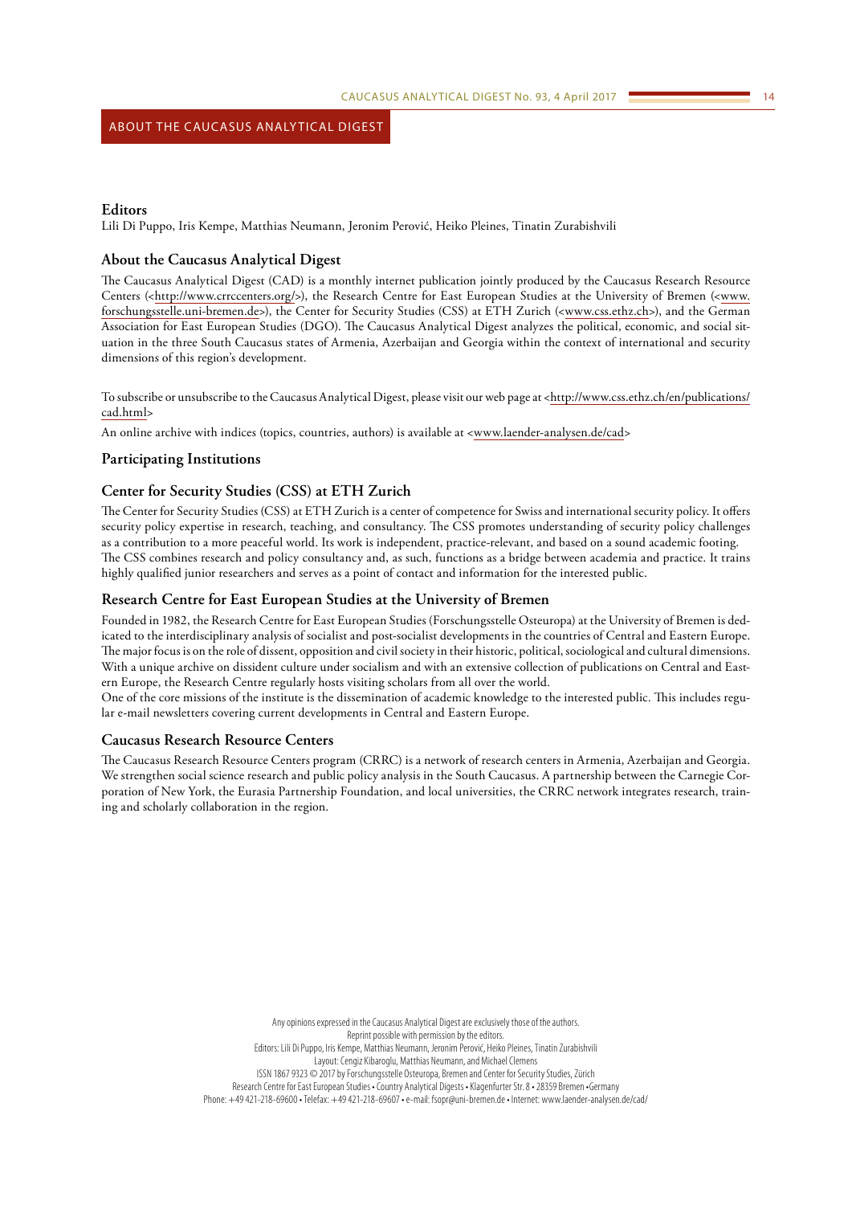## ABOUT THE CAUCASUS ANALYTICAL DIGEST

### Editors

Lili Di Puppo, Iris Kempe, Matthias Neumann, Jeronim Perović, Heiko Pleines, Tinatin Zurabishvili

### About the Caucasus Analytical Digest

The Caucasus Analytical Digest (CAD) is a monthly internet publication jointly produced by the Caucasus Research Resource Centers (<http://www.crrccenters.org/>), the Research Centre for East European Studies at the University of Bremen (<www.forschungsstelle.uni-bremen.de>), the Center for Security Studies (CSS) at ETH Zurich (<www.css.ethz.ch>), and the German Association for East European Studies (DGO). The Caucasus Analytical Digest analyzes the political, economic, and social situation in the three South Caucasus states of Armenia, Azerbaijan and Georgia within the context of international and security dimensions of this region's development.

To subscribe or unsubscribe to the Caucasus Analytical Digest, please visit our web page at <http://www.css.ethz.ch/en/publications/cad.html>

An online archive with indices (topics, countries, authors) is available at <www.laender-analysen.de/cad>

### Participating Institutions

### Center for Security Studies (CSS) at ETH Zurich

The Center for Security Studies (CSS) at ETH Zurich is a center of competence for Swiss and international security policy. It offers security policy expertise in research, teaching, and consultancy. The CSS promotes understanding of security policy challenges as a contribution to a more peaceful world. Its work is independent, practice-relevant, and based on a sound academic footing. The CSS combines research and policy consultancy and, as such, functions as a bridge between academia and practice. It trains highly qualified junior researchers and serves as a point of contact and information for the interested public.

### Research Centre for East European Studies at the University of Bremen

Founded in 1982, the Research Centre for East European Studies (Forschungsstelle Osteuropa) at the University of Bremen is dedicated to the interdisciplinary analysis of socialist and post-socialist developments in the countries of Central and Eastern Europe. The major focus is on the role of dissent, opposition and civil society in their historic, political, sociological and cultural dimensions. With a unique archive on dissident culture under socialism and with an extensive collection of publications on Central and Eastern Europe, the Research Centre regularly hosts visiting scholars from all over the world.

One of the core missions of the institute is the dissemination of academic knowledge to the interested public. This includes regular e-mail newsletters covering current developments in Central and Eastern Europe.

### Caucasus Research Resource Centers

The Caucasus Research Resource Centers program (CRRC) is a network of research centers in Armenia, Azerbaijan and Georgia. We strengthen social science research and public policy analysis in the South Caucasus. A partnership between the Carnegie Corporation of New York, the Eurasia Partnership Foundation, and local universities, the CRRC network integrates research, training and scholarly collaboration in the region.

Any opinions expressed in the Caucasus Analytical Digest are exclusively those of the authors.
Reprint possible with permission by the editors.
Editors: Lili Di Puppo, Iris Kempe, Matthias Neumann, Jeronim Perović, Heiko Pleines, Tinatin Zurabishvili
Layout: Cengiz Kibaroglu, Matthias Neumann, and Michael Clemens
ISSN 1867 9323 © 2017 by Forschungsstelle Osteuropa, Bremen and Center for Security Studies, Zürich
Research Centre for East European Studies • Country Analytical Digests • Klagenfurter Str. 8 • 28359 Bremen • Germany
Phone: +49 421-218-69600 • Telefax: +49 421-218-69607 • e-mail: fsopr@uni-bremen.de • Internet: www.laender-analysen.de/cad/